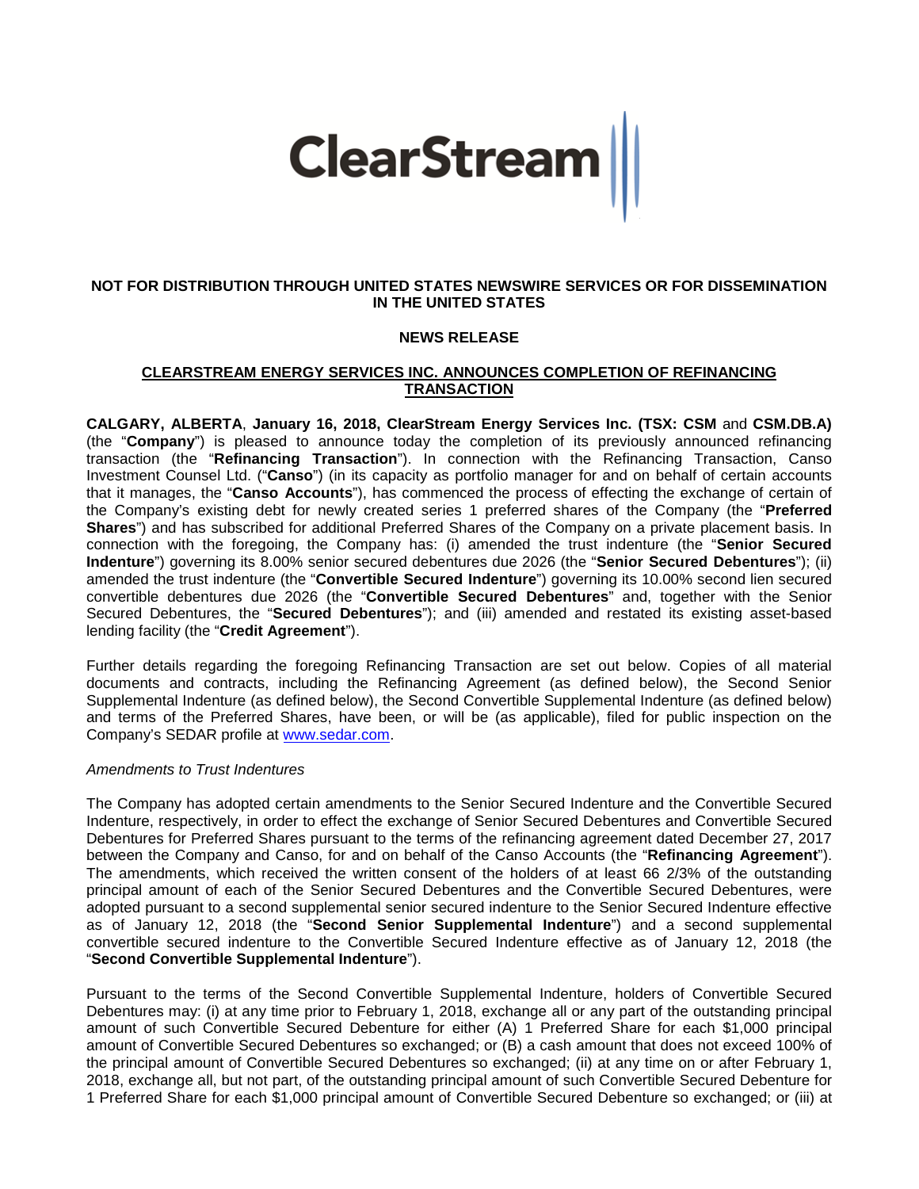ClearStream

**NOT FOR DISTRIBUTION THROUGH UNITED STATES NEWSWIRE SERVICES OR FOR DISSEMINATION IN THE UNITED STATES**

**NEWS RELEASE**

## CLEARSTREAM ENERGY SERVICES INC. ANNOUNCES COMPLETION OF REFINANCING TRANSACTION

**CALGARY, ALBERTA**, **January 16, 2018, ClearStream Energy Services Inc. (TSX: CSM** and **CSM.DB.A)** (the "**Company**") is pleased to announce today the completion of its previously announced refinancing transaction (the "**Refinancing Transaction**"). In connection with the Refinancing Transaction, Canso Investment Counsel Ltd. ("**Canso**") (in its capacity as portfolio manager for and on behalf of certain accounts that it manages, the "**Canso Accounts**"), has commenced the process of effecting the exchange of certain of the Company's existing debt for newly created series 1 preferred shares of the Company (the "**Preferred Shares**") and has subscribed for additional Preferred Shares of the Company on a private placement basis. In connection with the foregoing, the Company has: (i) amended the trust indenture (the "**Senior Secured Indenture**") governing its 8.00% senior secured debentures due 2026 (the "**Senior Secured Debentures**"); (ii) amended the trust indenture (the "**Convertible Secured Indenture**") governing its 10.00% second lien secured convertible debentures due 2026 (the "**Convertible Secured Debentures**" and, together with the Senior Secured Debentures, the "**Secured Debentures**"); and (iii) amended and restated its existing asset-based lending facility (the "**Credit Agreement**").

Further details regarding the foregoing Refinancing Transaction are set out below. Copies of all material documents and contracts, including the Refinancing Agreement (as defined below), the Second Senior Supplemental Indenture (as defined below), the Second Convertible Supplemental Indenture (as defined below) and terms of the Preferred Shares, have been, or will be (as applicable), filed for public inspection on the Company's SEDAR profile at www.sedar.com.

*Amendments to Trust Indentures*

The Company has adopted certain amendments to the Senior Secured Indenture and the Convertible Secured Indenture, respectively, in order to effect the exchange of Senior Secured Debentures and Convertible Secured Debentures for Preferred Shares pursuant to the terms of the refinancing agreement dated December 27, 2017 between the Company and Canso, for and on behalf of the Canso Accounts (the "**Refinancing Agreement**"). The amendments, which received the written consent of the holders of at least 66 2/3% of the outstanding principal amount of each of the Senior Secured Debentures and the Convertible Secured Debentures, were adopted pursuant to a second supplemental senior secured indenture to the Senior Secured Indenture effective as of January 12, 2018 (the "**Second Senior Supplemental Indenture**") and a second supplemental convertible secured indenture to the Convertible Secured Indenture effective as of January 12, 2018 (the "**Second Convertible Supplemental Indenture**").

Pursuant to the terms of the Second Convertible Supplemental Indenture, holders of Convertible Secured Debentures may: (i) at any time prior to February 1, 2018, exchange all or any part of the outstanding principal amount of such Convertible Secured Debenture for either (A) 1 Preferred Share for each $1,000 principal amount of Convertible Secured Debentures so exchanged; or (B) a cash amount that does not exceed 100% of the principal amount of Convertible Secured Debentures so exchanged; (ii) at any time on or after February 1, 2018, exchange all, but not part, of the outstanding principal amount of such Convertible Secured Debenture for 1 Preferred Share for each $1,000 principal amount of Convertible Secured Debenture so exchanged; or (iii) at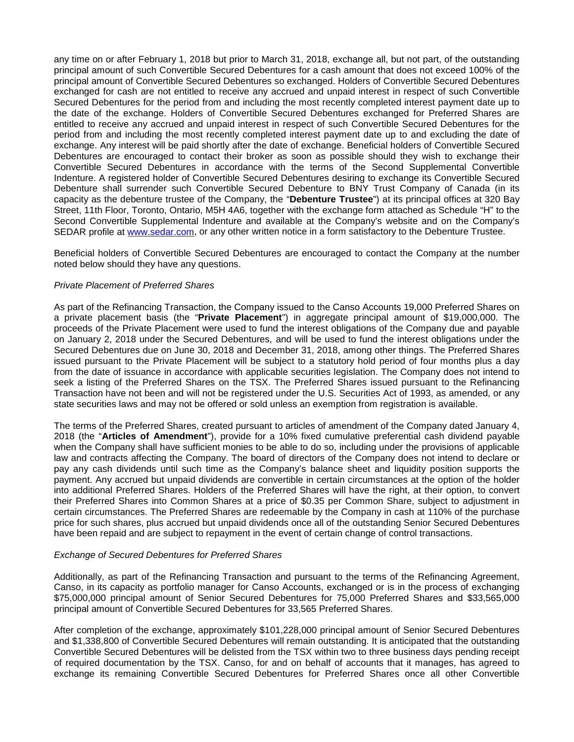any time on or after February 1, 2018 but prior to March 31, 2018, exchange all, but not part, of the outstanding principal amount of such Convertible Secured Debentures for a cash amount that does not exceed 100% of the principal amount of Convertible Secured Debentures so exchanged. Holders of Convertible Secured Debentures exchanged for cash are not entitled to receive any accrued and unpaid interest in respect of such Convertible Secured Debentures for the period from and including the most recently completed interest payment date up to the date of the exchange. Holders of Convertible Secured Debentures exchanged for Preferred Shares are entitled to receive any accrued and unpaid interest in respect of such Convertible Secured Debentures for the period from and including the most recently completed interest payment date up to and excluding the date of exchange. Any interest will be paid shortly after the date of exchange. Beneficial holders of Convertible Secured Debentures are encouraged to contact their broker as soon as possible should they wish to exchange their Convertible Secured Debentures in accordance with the terms of the Second Supplemental Convertible Indenture. A registered holder of Convertible Secured Debentures desiring to exchange its Convertible Secured Debenture shall surrender such Convertible Secured Debenture to BNY Trust Company of Canada (in its capacity as the debenture trustee of the Company, the "**Debenture Trustee**") at its principal offices at 320 Bay Street, 11th Floor, Toronto, Ontario, M5H 4A6, together with the exchange form attached as Schedule "H" to the Second Convertible Supplemental Indenture and available at the Company's website and on the Company's SEDAR profile at www.sedar.com, or any other written notice in a form satisfactory to the Debenture Trustee.

Beneficial holders of Convertible Secured Debentures are encouraged to contact the Company at the number noted below should they have any questions.

*Private Placement of Preferred Shares*

As part of the Refinancing Transaction, the Company issued to the Canso Accounts 19,000 Preferred Shares on a private placement basis (the "**Private Placement**") in aggregate principal amount of $19,000,000. The proceeds of the Private Placement were used to fund the interest obligations of the Company due and payable on January 2, 2018 under the Secured Debentures, and will be used to fund the interest obligations under the Secured Debentures due on June 30, 2018 and December 31, 2018, among other things. The Preferred Shares issued pursuant to the Private Placement will be subject to a statutory hold period of four months plus a day from the date of issuance in accordance with applicable securities legislation. The Company does not intend to seek a listing of the Preferred Shares on the TSX. The Preferred Shares issued pursuant to the Refinancing Transaction have not been and will not be registered under the U.S. Securities Act of 1993, as amended, or any state securities laws and may not be offered or sold unless an exemption from registration is available.

The terms of the Preferred Shares, created pursuant to articles of amendment of the Company dated January 4, 2018 (the "**Articles of Amendment**"), provide for a 10% fixed cumulative preferential cash dividend payable when the Company shall have sufficient monies to be able to do so, including under the provisions of applicable law and contracts affecting the Company. The board of directors of the Company does not intend to declare or pay any cash dividends until such time as the Company's balance sheet and liquidity position supports the payment. Any accrued but unpaid dividends are convertible in certain circumstances at the option of the holder into additional Preferred Shares. Holders of the Preferred Shares will have the right, at their option, to convert their Preferred Shares into Common Shares at a price of $0.35 per Common Share, subject to adjustment in certain circumstances. The Preferred Shares are redeemable by the Company in cash at 110% of the purchase price for such shares, plus accrued but unpaid dividends once all of the outstanding Senior Secured Debentures have been repaid and are subject to repayment in the event of certain change of control transactions.

*Exchange of Secured Debentures for Preferred Shares*

Additionally, as part of the Refinancing Transaction and pursuant to the terms of the Refinancing Agreement, Canso, in its capacity as portfolio manager for Canso Accounts, exchanged or is in the process of exchanging $75,000,000 principal amount of Senior Secured Debentures for 75,000 Preferred Shares and $33,565,000 principal amount of Convertible Secured Debentures for 33,565 Preferred Shares.

After completion of the exchange, approximately $101,228,000 principal amount of Senior Secured Debentures and $1,338,800 of Convertible Secured Debentures will remain outstanding. It is anticipated that the outstanding Convertible Secured Debentures will be delisted from the TSX within two to three business days pending receipt of required documentation by the TSX. Canso, for and on behalf of accounts that it manages, has agreed to exchange its remaining Convertible Secured Debentures for Preferred Shares once all other Convertible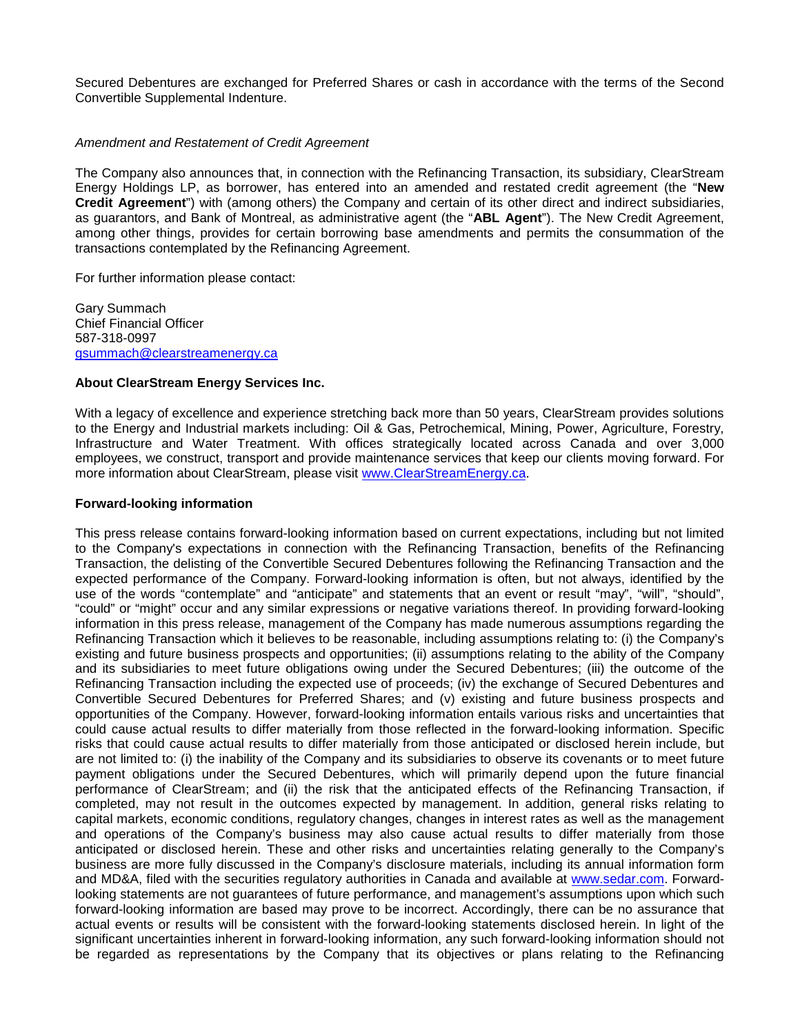Secured Debentures are exchanged for Preferred Shares or cash in accordance with the terms of the Second Convertible Supplemental Indenture.

*Amendment and Restatement of Credit Agreement*

The Company also announces that, in connection with the Refinancing Transaction, its subsidiary, ClearStream Energy Holdings LP, as borrower, has entered into an amended and restated credit agreement (the "**New Credit Agreement**") with (among others) the Company and certain of its other direct and indirect subsidiaries, as guarantors, and Bank of Montreal, as administrative agent (the "**ABL Agent**"). The New Credit Agreement, among other things, provides for certain borrowing base amendments and permits the consummation of the transactions contemplated by the Refinancing Agreement.

For further information please contact:

Gary Summach
Chief Financial Officer
587-318-0997
gsummach@clearstreamenergy.ca

**About ClearStream Energy Services Inc.**

With a legacy of excellence and experience stretching back more than 50 years, ClearStream provides solutions to the Energy and Industrial markets including: Oil & Gas, Petrochemical, Mining, Power, Agriculture, Forestry, Infrastructure and Water Treatment. With offices strategically located across Canada and over 3,000 employees, we construct, transport and provide maintenance services that keep our clients moving forward. For more information about ClearStream, please visit www.ClearStreamEnergy.ca.

**Forward-looking information**

This press release contains forward-looking information based on current expectations, including but not limited to the Company's expectations in connection with the Refinancing Transaction, benefits of the Refinancing Transaction, the delisting of the Convertible Secured Debentures following the Refinancing Transaction and the expected performance of the Company. Forward-looking information is often, but not always, identified by the use of the words "contemplate" and "anticipate" and statements that an event or result "may", "will", "should", "could" or "might" occur and any similar expressions or negative variations thereof. In providing forward-looking information in this press release, management of the Company has made numerous assumptions regarding the Refinancing Transaction which it believes to be reasonable, including assumptions relating to: (i) the Company's existing and future business prospects and opportunities; (ii) assumptions relating to the ability of the Company and its subsidiaries to meet future obligations owing under the Secured Debentures; (iii) the outcome of the Refinancing Transaction including the expected use of proceeds; (iv) the exchange of Secured Debentures and Convertible Secured Debentures for Preferred Shares; and (v) existing and future business prospects and opportunities of the Company. However, forward-looking information entails various risks and uncertainties that could cause actual results to differ materially from those reflected in the forward-looking information. Specific risks that could cause actual results to differ materially from those anticipated or disclosed herein include, but are not limited to: (i) the inability of the Company and its subsidiaries to observe its covenants or to meet future payment obligations under the Secured Debentures, which will primarily depend upon the future financial performance of ClearStream; and (ii) the risk that the anticipated effects of the Refinancing Transaction, if completed, may not result in the outcomes expected by management. In addition, general risks relating to capital markets, economic conditions, regulatory changes, changes in interest rates as well as the management and operations of the Company's business may also cause actual results to differ materially from those anticipated or disclosed herein. These and other risks and uncertainties relating generally to the Company's business are more fully discussed in the Company's disclosure materials, including its annual information form and MD&A, filed with the securities regulatory authorities in Canada and available at www.sedar.com. Forward-looking statements are not guarantees of future performance, and management's assumptions upon which such forward-looking information are based may prove to be incorrect. Accordingly, there can be no assurance that actual events or results will be consistent with the forward-looking statements disclosed herein. In light of the significant uncertainties inherent in forward-looking information, any such forward-looking information should not be regarded as representations by the Company that its objectives or plans relating to the Refinancing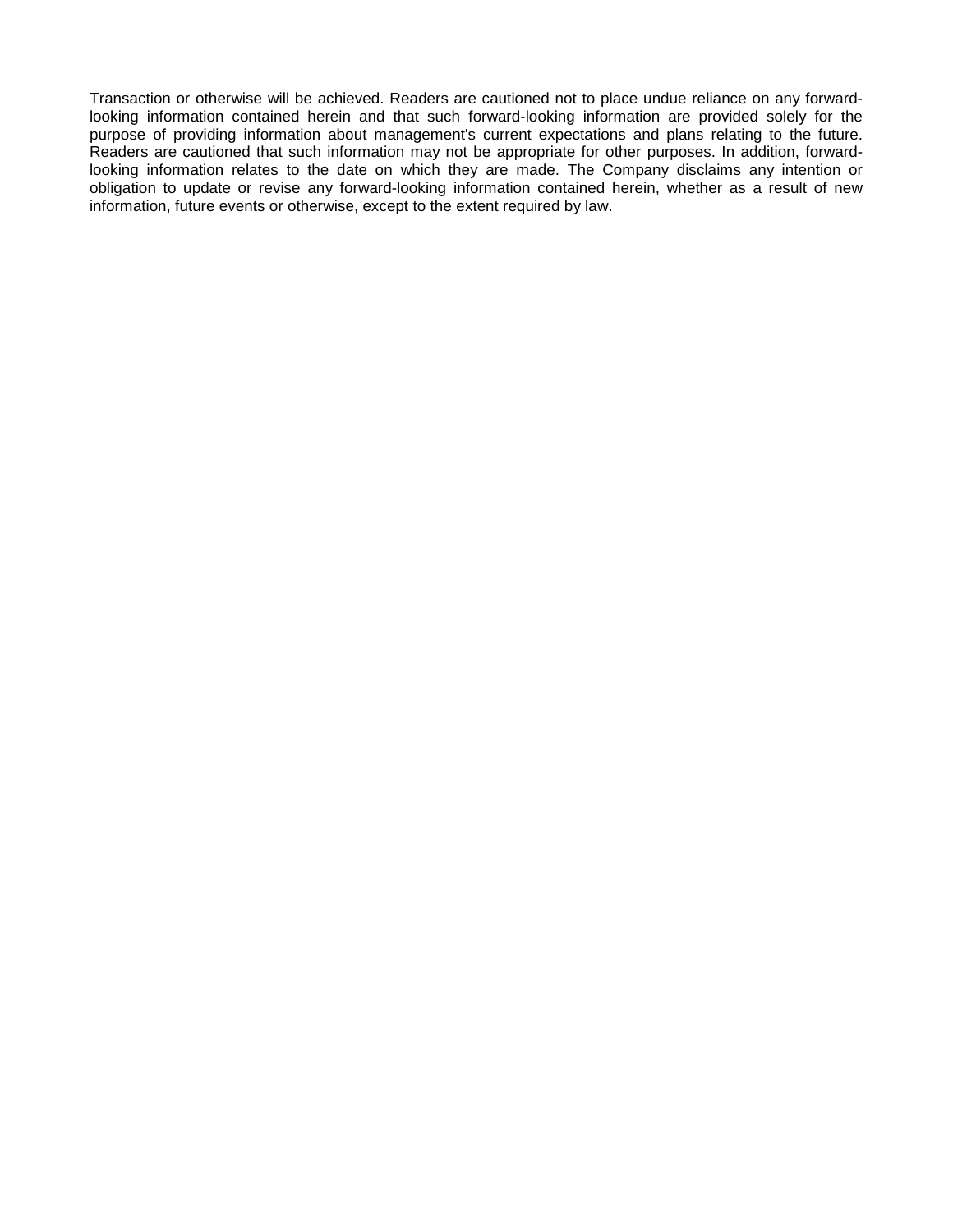Transaction or otherwise will be achieved. Readers are cautioned not to place undue reliance on any forward-looking information contained herein and that such forward-looking information are provided solely for the purpose of providing information about management's current expectations and plans relating to the future. Readers are cautioned that such information may not be appropriate for other purposes. In addition, forward-looking information relates to the date on which they are made. The Company disclaims any intention or obligation to update or revise any forward-looking information contained herein, whether as a result of new information, future events or otherwise, except to the extent required by law.